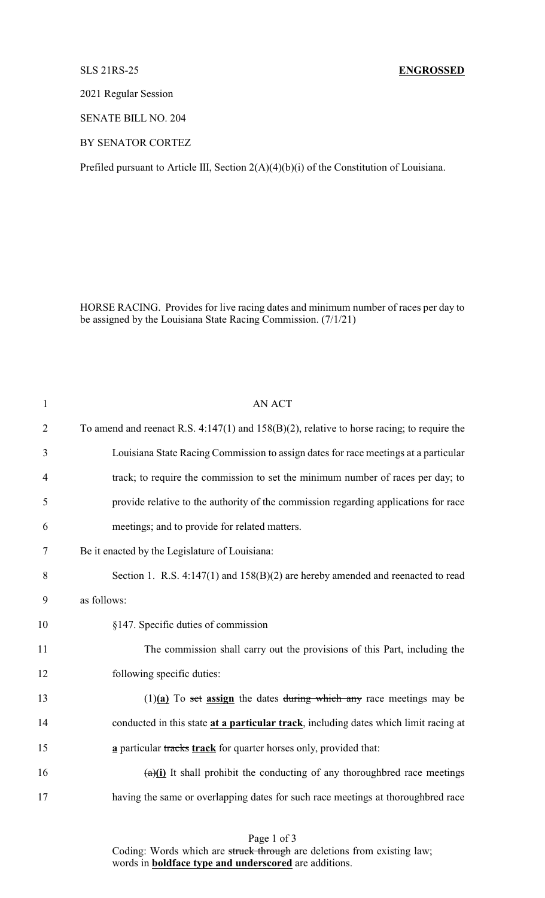SLS 21RS-25 **ENGROSSED**

2021 Regular Session

SENATE BILL NO. 204

BY SENATOR CORTEZ

Prefiled pursuant to Article III, Section 2(A)(4)(b)(i) of the Constitution of Louisiana.

HORSE RACING. Provides for live racing dates and minimum number of races per day to be assigned by the Louisiana State Racing Commission. (7/1/21)

AN ACT

To amend and reenact R.S. 4:147(1) and 158(B)(2), relative to horse racing; to require the Louisiana State Racing Commission to assign dates for race meetings at a particular track; to require the commission to set the minimum number of races per day; to provide relative to the authority of the commission regarding applications for race meetings; and to provide for related matters.

Be it enacted by the Legislature of Louisiana:

Section 1. R.S. 4:147(1) and 158(B)(2) are hereby amended and reenacted to read as follows:

§147. Specific duties of commission

The commission shall carry out the provisions of this Part, including the following specific duties:

(1)**(a)** To ~~set~~ **assign** the dates ~~during which any~~ race meetings may be conducted in this state **at a particular track**, including dates which limit racing at **a** particular ~~tracks~~ **track** for quarter horses only, provided that:

~~(a)~~**(i)** It shall prohibit the conducting of any thoroughbred race meetings having the same or overlapping dates for such race meetings at thoroughbred race

Coding: Words which are ~~struck through~~ are deletions from existing law; words in **boldface type and underscored** are additions.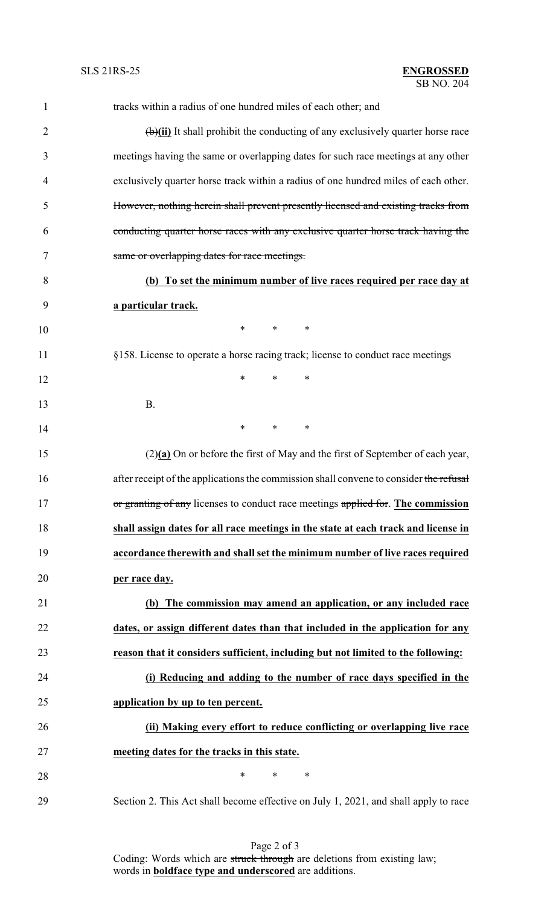tracks within a radius of one hundred miles of each other; and

~~(b)~~**(ii)** It shall prohibit the conducting of any exclusively quarter horse race meetings having the same or overlapping dates for such race meetings at any other exclusively quarter horse track within a radius of one hundred miles of each other. ~~However, nothing herein shall prevent presently licensed and existing tracks from conducting quarter horse races with any exclusive quarter horse track having the same or overlapping dates for race meetings.~~

**(b) To set the minimum number of live races required per race day at a particular track.**

\* \* \*

§158. License to operate a horse racing track; license to conduct race meetings

\* \* \*

B.

\* \* \*

(2)**(a)** On or before the first of May and the first of September of each year, after receipt of the applications the commission shall convene to consider ~~the refusal or granting of any~~ licenses to conduct race meetings ~~applied for~~. **The commission shall assign dates for all race meetings in the state at each track and license in accordance therewith and shall set the minimum number of live races required per race day.**

**(b) The commission may amend an application, or any included race dates, or assign different dates than that included in the application for any reason that it considers sufficient, including but not limited to the following:**

**(i) Reducing and adding to the number of race days specified in the application by up to ten percent.**

**(ii) Making every effort to reduce conflicting or overlapping live race meeting dates for the tracks in this state.**

\* \* \*

Section 2. This Act shall become effective on July 1, 2021, and shall apply to race

Coding: Words which are ~~struck through~~ are deletions from existing law; words in **boldface type and underscored** are additions.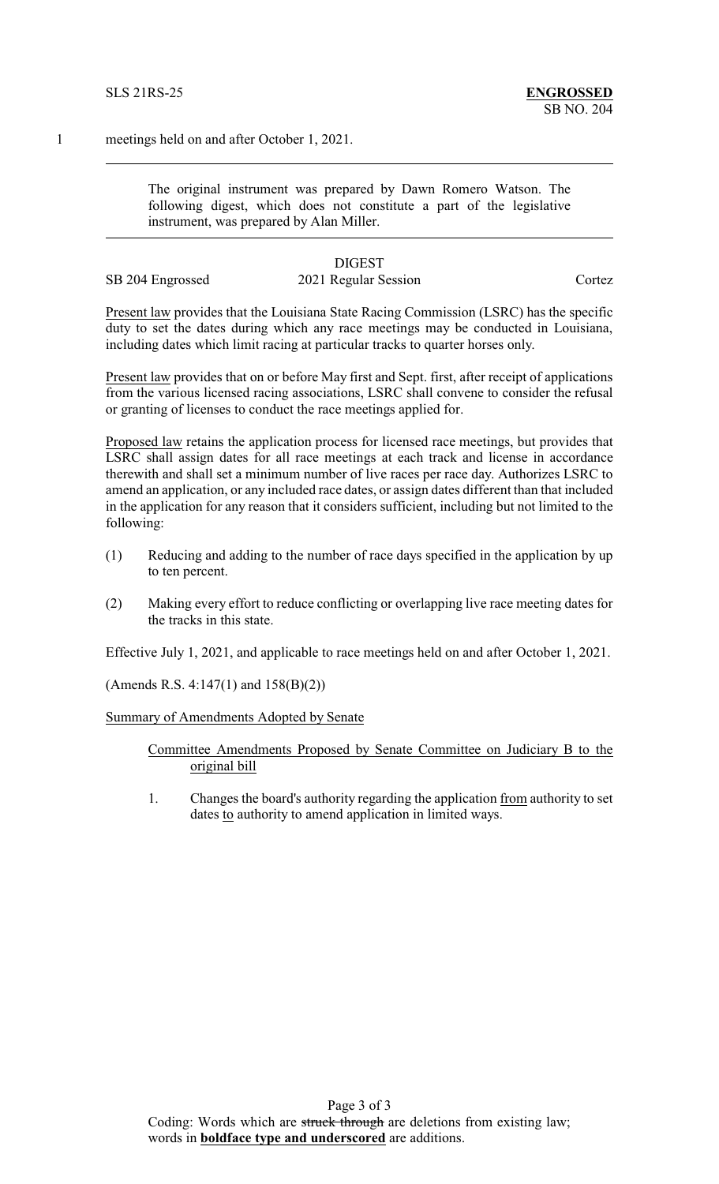1 meetings held on and after October 1, 2021.

The original instrument was prepared by Dawn Romero Watson. The following digest, which does not constitute a part of the legislative instrument, was prepared by Alan Miller.

DIGEST

SB 204 Engrossed 2021 Regular Session Cortez

Present law provides that the Louisiana State Racing Commission (LSRC) has the specific duty to set the dates during which any race meetings may be conducted in Louisiana, including dates which limit racing at particular tracks to quarter horses only.

Present law provides that on or before May first and Sept. first, after receipt of applications from the various licensed racing associations, LSRC shall convene to consider the refusal or granting of licenses to conduct the race meetings applied for.

Proposed law retains the application process for licensed race meetings, but provides that LSRC shall assign dates for all race meetings at each track and license in accordance therewith and shall set a minimum number of live races per race day. Authorizes LSRC to amend an application, or any included race dates, or assign dates different than that included in the application for any reason that it considers sufficient, including but not limited to the following:

(1) Reducing and adding to the number of race days specified in the application by up to ten percent.

(2) Making every effort to reduce conflicting or overlapping live race meeting dates for the tracks in this state.

Effective July 1, 2021, and applicable to race meetings held on and after October 1, 2021.

(Amends R.S. 4:147(1) and 158(B)(2))

Summary of Amendments Adopted by Senate

Committee Amendments Proposed by Senate Committee on Judiciary B to the original bill

1. Changes the board's authority regarding the application from authority to set dates to authority to amend application in limited ways.